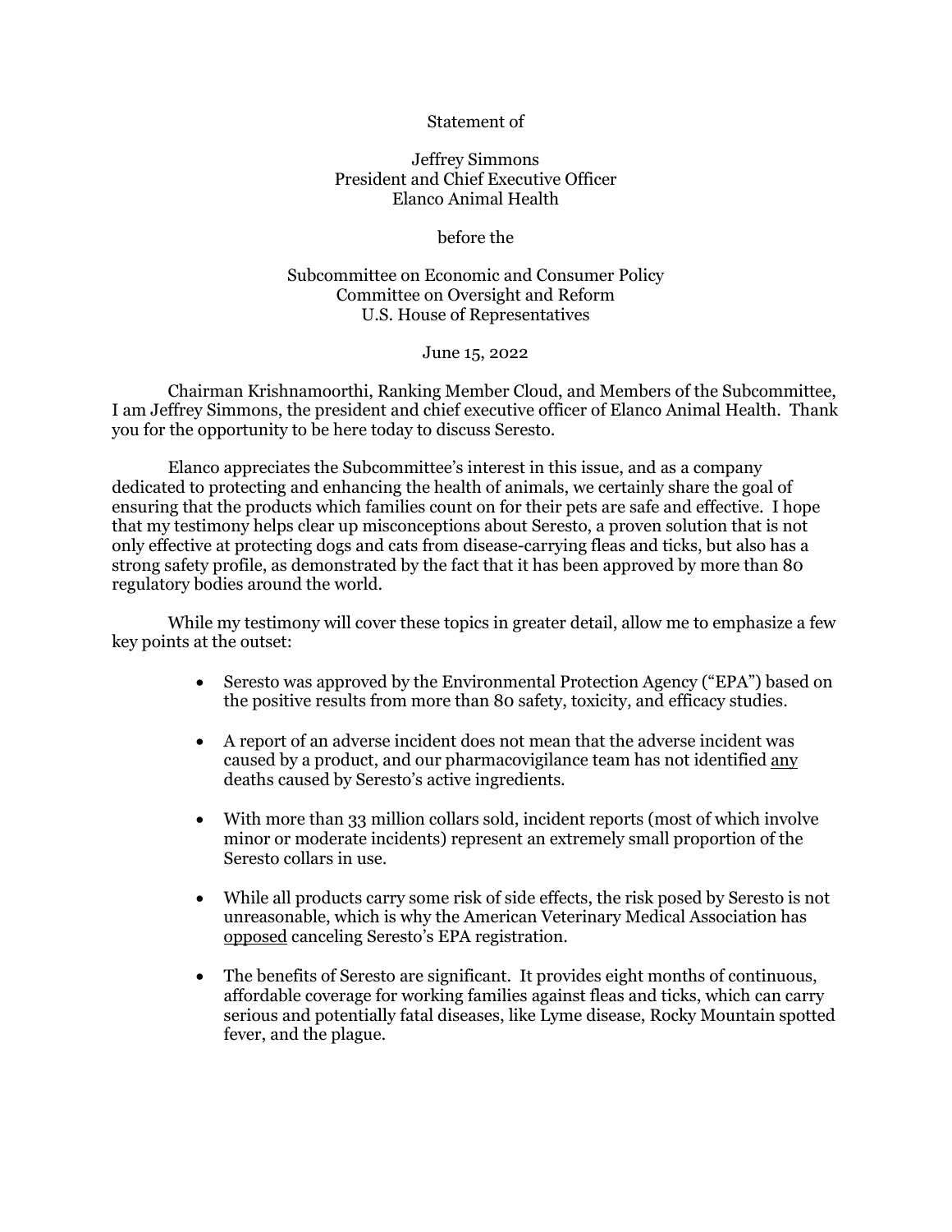Statement of

Jeffrey Simmons
President and Chief Executive Officer
Elanco Animal Health

before the

Subcommittee on Economic and Consumer Policy
Committee on Oversight and Reform
U.S. House of Representatives

June 15, 2022

Chairman Krishnamoorthi, Ranking Member Cloud, and Members of the Subcommittee, I am Jeffrey Simmons, the president and chief executive officer of Elanco Animal Health. Thank you for the opportunity to be here today to discuss Seresto.

Elanco appreciates the Subcommittee's interest in this issue, and as a company dedicated to protecting and enhancing the health of animals, we certainly share the goal of ensuring that the products which families count on for their pets are safe and effective. I hope that my testimony helps clear up misconceptions about Seresto, a proven solution that is not only effective at protecting dogs and cats from disease-carrying fleas and ticks, but also has a strong safety profile, as demonstrated by the fact that it has been approved by more than 80 regulatory bodies around the world.

While my testimony will cover these topics in greater detail, allow me to emphasize a few key points at the outset:

- Seresto was approved by the Environmental Protection Agency ("EPA") based on the positive results from more than 80 safety, toxicity, and efficacy studies.
- A report of an adverse incident does not mean that the adverse incident was caused by a product, and our pharmacovigilance team has not identified <u>any</u> deaths caused by Seresto's active ingredients.
- With more than 33 million collars sold, incident reports (most of which involve minor or moderate incidents) represent an extremely small proportion of the Seresto collars in use.
- While all products carry some risk of side effects, the risk posed by Seresto is not unreasonable, which is why the American Veterinary Medical Association has <u>opposed</u> canceling Seresto's EPA registration.
- The benefits of Seresto are significant. It provides eight months of continuous, affordable coverage for working families against fleas and ticks, which can carry serious and potentially fatal diseases, like Lyme disease, Rocky Mountain spotted fever, and the plague.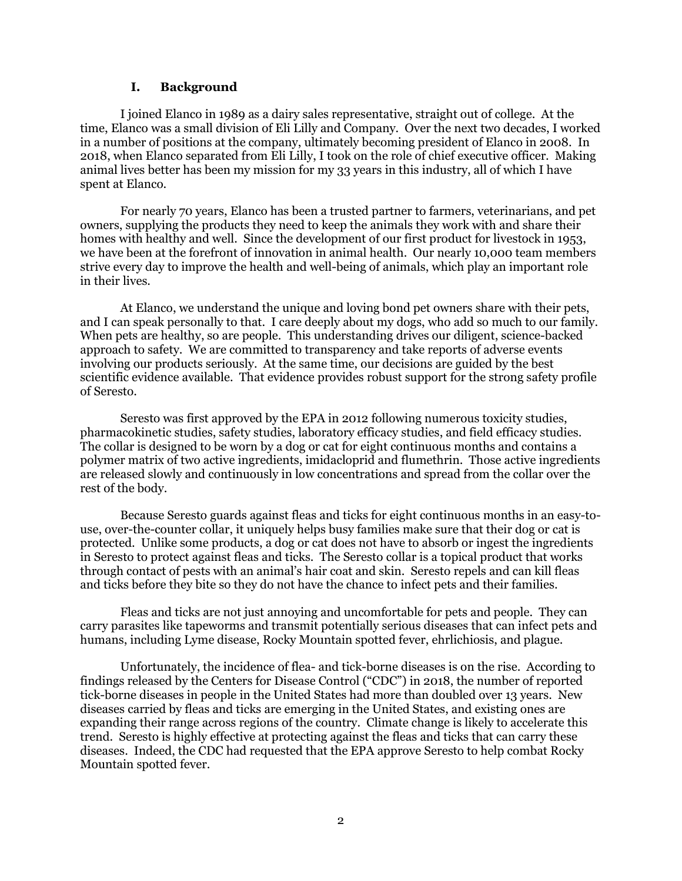## I. Background

I joined Elanco in 1989 as a dairy sales representative, straight out of college. At the time, Elanco was a small division of Eli Lilly and Company. Over the next two decades, I worked in a number of positions at the company, ultimately becoming president of Elanco in 2008. In 2018, when Elanco separated from Eli Lilly, I took on the role of chief executive officer. Making animal lives better has been my mission for my 33 years in this industry, all of which I have spent at Elanco.

For nearly 70 years, Elanco has been a trusted partner to farmers, veterinarians, and pet owners, supplying the products they need to keep the animals they work with and share their homes with healthy and well. Since the development of our first product for livestock in 1953, we have been at the forefront of innovation in animal health. Our nearly 10,000 team members strive every day to improve the health and well-being of animals, which play an important role in their lives.

At Elanco, we understand the unique and loving bond pet owners share with their pets, and I can speak personally to that. I care deeply about my dogs, who add so much to our family. When pets are healthy, so are people. This understanding drives our diligent, science-backed approach to safety. We are committed to transparency and take reports of adverse events involving our products seriously. At the same time, our decisions are guided by the best scientific evidence available. That evidence provides robust support for the strong safety profile of Seresto.

Seresto was first approved by the EPA in 2012 following numerous toxicity studies, pharmacokinetic studies, safety studies, laboratory efficacy studies, and field efficacy studies. The collar is designed to be worn by a dog or cat for eight continuous months and contains a polymer matrix of two active ingredients, imidacloprid and flumethrin. Those active ingredients are released slowly and continuously in low concentrations and spread from the collar over the rest of the body.

Because Seresto guards against fleas and ticks for eight continuous months in an easy-to-use, over-the-counter collar, it uniquely helps busy families make sure that their dog or cat is protected. Unlike some products, a dog or cat does not have to absorb or ingest the ingredients in Seresto to protect against fleas and ticks. The Seresto collar is a topical product that works through contact of pests with an animal's hair coat and skin. Seresto repels and can kill fleas and ticks before they bite so they do not have the chance to infect pets and their families.

Fleas and ticks are not just annoying and uncomfortable for pets and people. They can carry parasites like tapeworms and transmit potentially serious diseases that can infect pets and humans, including Lyme disease, Rocky Mountain spotted fever, ehrlichiosis, and plague.

Unfortunately, the incidence of flea- and tick-borne diseases is on the rise. According to findings released by the Centers for Disease Control ("CDC") in 2018, the number of reported tick-borne diseases in people in the United States had more than doubled over 13 years. New diseases carried by fleas and ticks are emerging in the United States, and existing ones are expanding their range across regions of the country. Climate change is likely to accelerate this trend. Seresto is highly effective at protecting against the fleas and ticks that can carry these diseases. Indeed, the CDC had requested that the EPA approve Seresto to help combat Rocky Mountain spotted fever.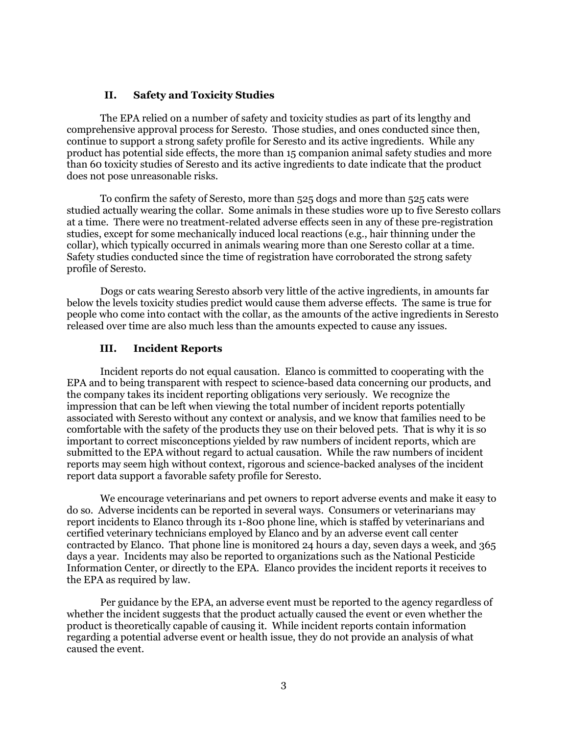## II. Safety and Toxicity Studies

The EPA relied on a number of safety and toxicity studies as part of its lengthy and comprehensive approval process for Seresto. Those studies, and ones conducted since then, continue to support a strong safety profile for Seresto and its active ingredients. While any product has potential side effects, the more than 15 companion animal safety studies and more than 60 toxicity studies of Seresto and its active ingredients to date indicate that the product does not pose unreasonable risks.

To confirm the safety of Seresto, more than 525 dogs and more than 525 cats were studied actually wearing the collar. Some animals in these studies wore up to five Seresto collars at a time. There were no treatment-related adverse effects seen in any of these pre-registration studies, except for some mechanically induced local reactions (e.g., hair thinning under the collar), which typically occurred in animals wearing more than one Seresto collar at a time. Safety studies conducted since the time of registration have corroborated the strong safety profile of Seresto.

Dogs or cats wearing Seresto absorb very little of the active ingredients, in amounts far below the levels toxicity studies predict would cause them adverse effects. The same is true for people who come into contact with the collar, as the amounts of the active ingredients in Seresto released over time are also much less than the amounts expected to cause any issues.

## III. Incident Reports

Incident reports do not equal causation. Elanco is committed to cooperating with the EPA and to being transparent with respect to science-based data concerning our products, and the company takes its incident reporting obligations very seriously. We recognize the impression that can be left when viewing the total number of incident reports potentially associated with Seresto without any context or analysis, and we know that families need to be comfortable with the safety of the products they use on their beloved pets. That is why it is so important to correct misconceptions yielded by raw numbers of incident reports, which are submitted to the EPA without regard to actual causation. While the raw numbers of incident reports may seem high without context, rigorous and science-backed analyses of the incident report data support a favorable safety profile for Seresto.

We encourage veterinarians and pet owners to report adverse events and make it easy to do so. Adverse incidents can be reported in several ways. Consumers or veterinarians may report incidents to Elanco through its 1-800 phone line, which is staffed by veterinarians and certified veterinary technicians employed by Elanco and by an adverse event call center contracted by Elanco. That phone line is monitored 24 hours a day, seven days a week, and 365 days a year. Incidents may also be reported to organizations such as the National Pesticide Information Center, or directly to the EPA. Elanco provides the incident reports it receives to the EPA as required by law.

Per guidance by the EPA, an adverse event must be reported to the agency regardless of whether the incident suggests that the product actually caused the event or even whether the product is theoretically capable of causing it. While incident reports contain information regarding a potential adverse event or health issue, they do not provide an analysis of what caused the event.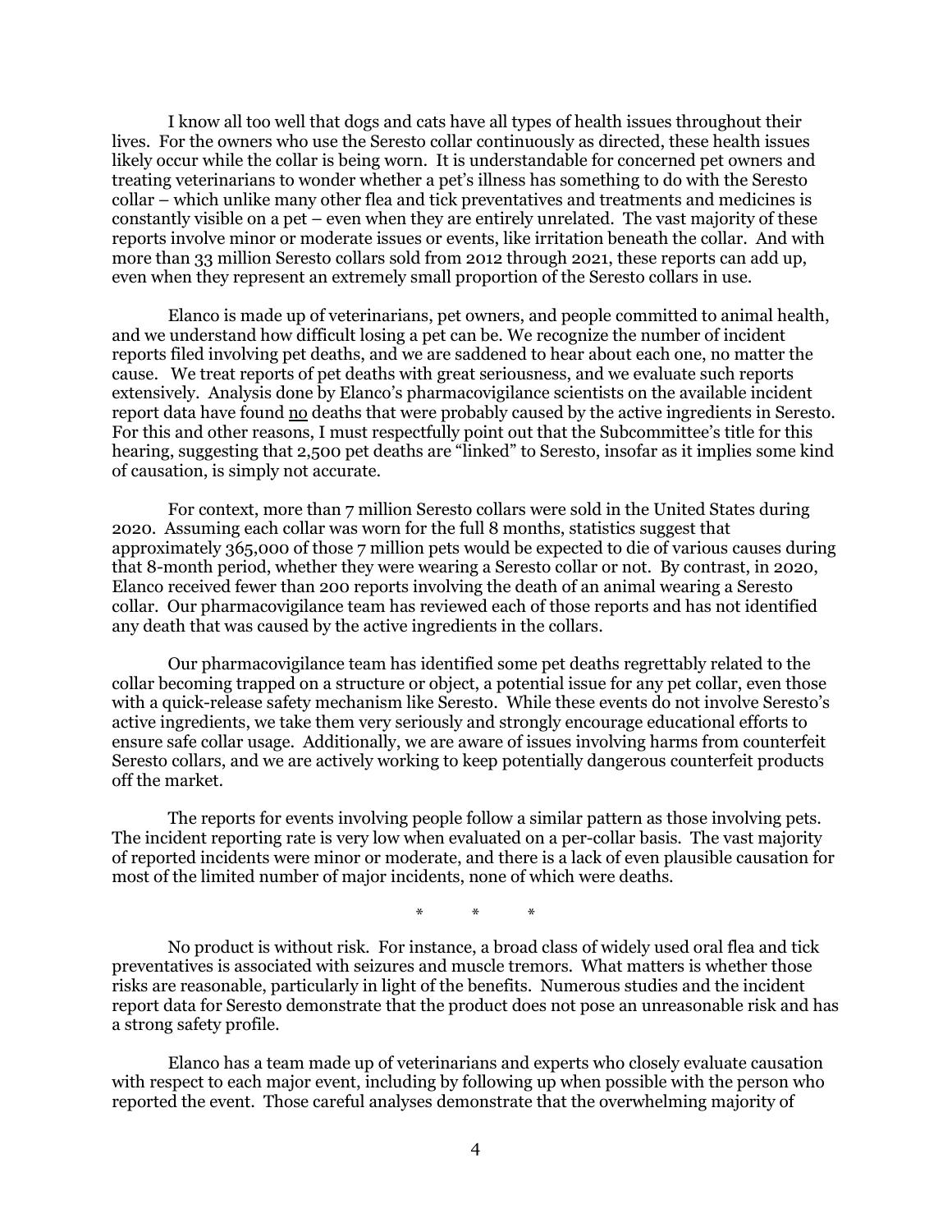I know all too well that dogs and cats have all types of health issues throughout their lives. For the owners who use the Seresto collar continuously as directed, these health issues likely occur while the collar is being worn. It is understandable for concerned pet owners and treating veterinarians to wonder whether a pet's illness has something to do with the Seresto collar – which unlike many other flea and tick preventatives and treatments and medicines is constantly visible on a pet – even when they are entirely unrelated. The vast majority of these reports involve minor or moderate issues or events, like irritation beneath the collar. And with more than 33 million Seresto collars sold from 2012 through 2021, these reports can add up, even when they represent an extremely small proportion of the Seresto collars in use.

Elanco is made up of veterinarians, pet owners, and people committed to animal health, and we understand how difficult losing a pet can be. We recognize the number of incident reports filed involving pet deaths, and we are saddened to hear about each one, no matter the cause. We treat reports of pet deaths with great seriousness, and we evaluate such reports extensively. Analysis done by Elanco's pharmacovigilance scientists on the available incident report data have found <u>no</u> deaths that were probably caused by the active ingredients in Seresto. For this and other reasons, I must respectfully point out that the Subcommittee's title for this hearing, suggesting that 2,500 pet deaths are "linked" to Seresto, insofar as it implies some kind of causation, is simply not accurate.

For context, more than 7 million Seresto collars were sold in the United States during 2020. Assuming each collar was worn for the full 8 months, statistics suggest that approximately 365,000 of those 7 million pets would be expected to die of various causes during that 8-month period, whether they were wearing a Seresto collar or not. By contrast, in 2020, Elanco received fewer than 200 reports involving the death of an animal wearing a Seresto collar. Our pharmacovigilance team has reviewed each of those reports and has not identified any death that was caused by the active ingredients in the collars.

Our pharmacovigilance team has identified some pet deaths regrettably related to the collar becoming trapped on a structure or object, a potential issue for any pet collar, even those with a quick-release safety mechanism like Seresto. While these events do not involve Seresto's active ingredients, we take them very seriously and strongly encourage educational efforts to ensure safe collar usage. Additionally, we are aware of issues involving harms from counterfeit Seresto collars, and we are actively working to keep potentially dangerous counterfeit products off the market.

The reports for events involving people follow a similar pattern as those involving pets. The incident reporting rate is very low when evaluated on a per-collar basis. The vast majority of reported incidents were minor or moderate, and there is a lack of even plausible causation for most of the limited number of major incidents, none of which were deaths.

\* \* \*

No product is without risk. For instance, a broad class of widely used oral flea and tick preventatives is associated with seizures and muscle tremors. What matters is whether those risks are reasonable, particularly in light of the benefits. Numerous studies and the incident report data for Seresto demonstrate that the product does not pose an unreasonable risk and has a strong safety profile.

Elanco has a team made up of veterinarians and experts who closely evaluate causation with respect to each major event, including by following up when possible with the person who reported the event. Those careful analyses demonstrate that the overwhelming majority of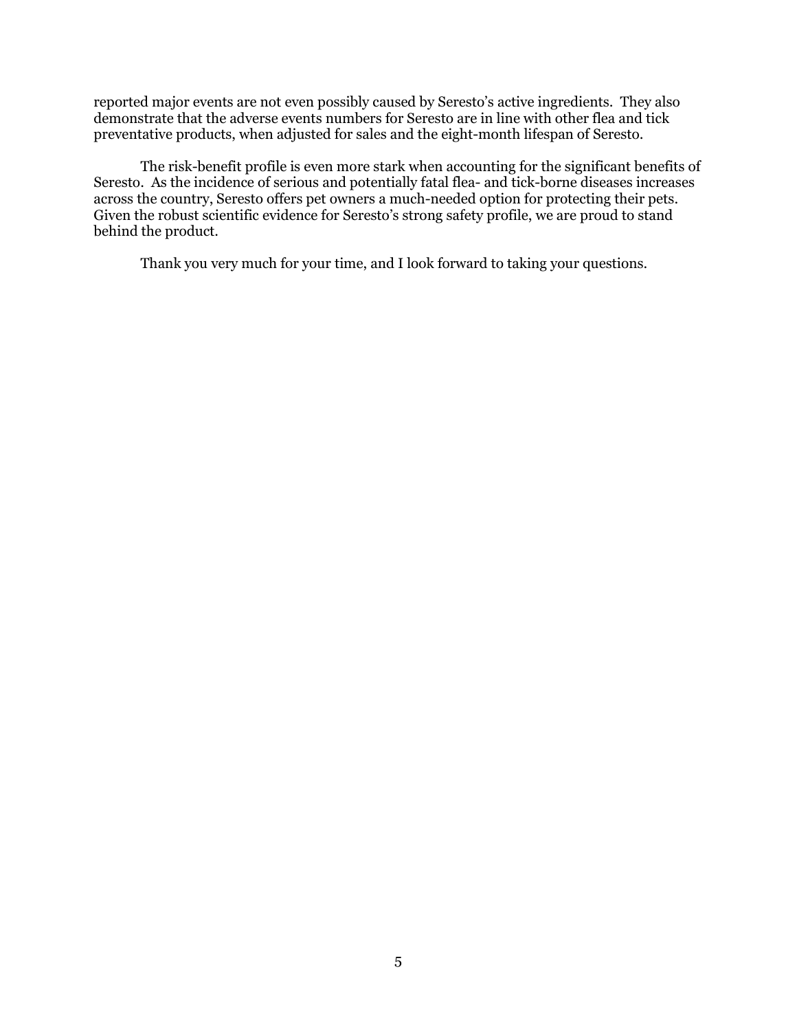reported major events are not even possibly caused by Seresto's active ingredients. They also demonstrate that the adverse events numbers for Seresto are in line with other flea and tick preventative products, when adjusted for sales and the eight-month lifespan of Seresto.

The risk-benefit profile is even more stark when accounting for the significant benefits of Seresto. As the incidence of serious and potentially fatal flea- and tick-borne diseases increases across the country, Seresto offers pet owners a much-needed option for protecting their pets. Given the robust scientific evidence for Seresto's strong safety profile, we are proud to stand behind the product.

Thank you very much for your time, and I look forward to taking your questions.